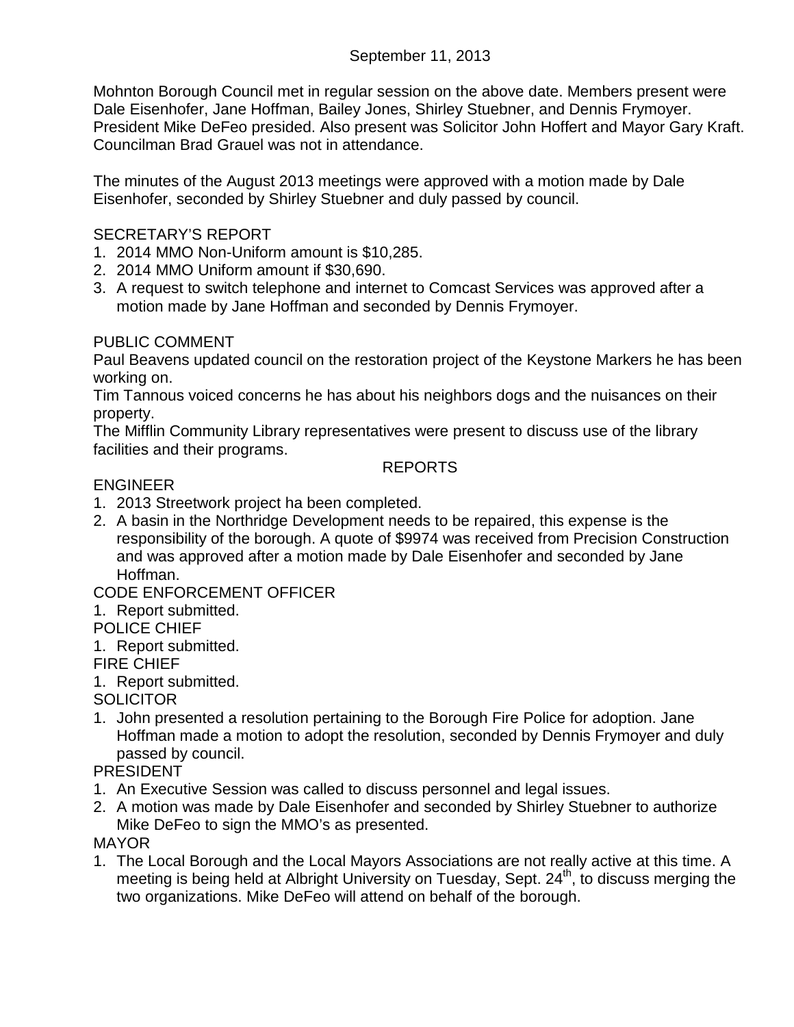September 11, 2013

Mohnton Borough Council met in regular session on the above date. Members present were Dale Eisenhofer, Jane Hoffman, Bailey Jones, Shirley Stuebner, and Dennis Frymoyer. President Mike DeFeo presided. Also present was Solicitor John Hoffert and Mayor Gary Kraft. Councilman Brad Grauel was not in attendance.

The minutes of the August 2013 meetings were approved with a motion made by Dale Eisenhofer, seconded by Shirley Stuebner and duly passed by council.

SECRETARY'S REPORT

1. 2014 MMO Non-Uniform amount is $10,285.
2. 2014 MMO Uniform amount if $30,690.
3. A request to switch telephone and internet to Comcast Services was approved after a motion made by Jane Hoffman and seconded by Dennis Frymoyer.

PUBLIC COMMENT

Paul Beavens updated council on the restoration project of the Keystone Markers he has been working on.

Tim Tannous voiced concerns he has about his neighbors dogs and the nuisances on their property.

The Mifflin Community Library representatives were present to discuss use of the library facilities and their programs.

REPORTS

ENGINEER

1. 2013 Streetwork project ha been completed.
2. A basin in the Northridge Development needs to be repaired, this expense is the responsibility of the borough. A quote of $9974 was received from Precision Construction and was approved after a motion made by Dale Eisenhofer and seconded by Jane Hoffman.

CODE ENFORCEMENT OFFICER

1. Report submitted.

POLICE CHIEF

1. Report submitted.

FIRE CHIEF

1. Report submitted.

SOLICITOR

1. John presented a resolution pertaining to the Borough Fire Police for adoption. Jane Hoffman made a motion to adopt the resolution, seconded by Dennis Frymoyer and duly passed by council.

PRESIDENT

1. An Executive Session was called to discuss personnel and legal issues.
2. A motion was made by Dale Eisenhofer and seconded by Shirley Stuebner to authorize Mike DeFeo to sign the MMO's as presented.

MAYOR

1. The Local Borough and the Local Mayors Associations are not really active at this time. A meeting is being held at Albright University on Tuesday, Sept. 24th, to discuss merging the two organizations. Mike DeFeo will attend on behalf of the borough.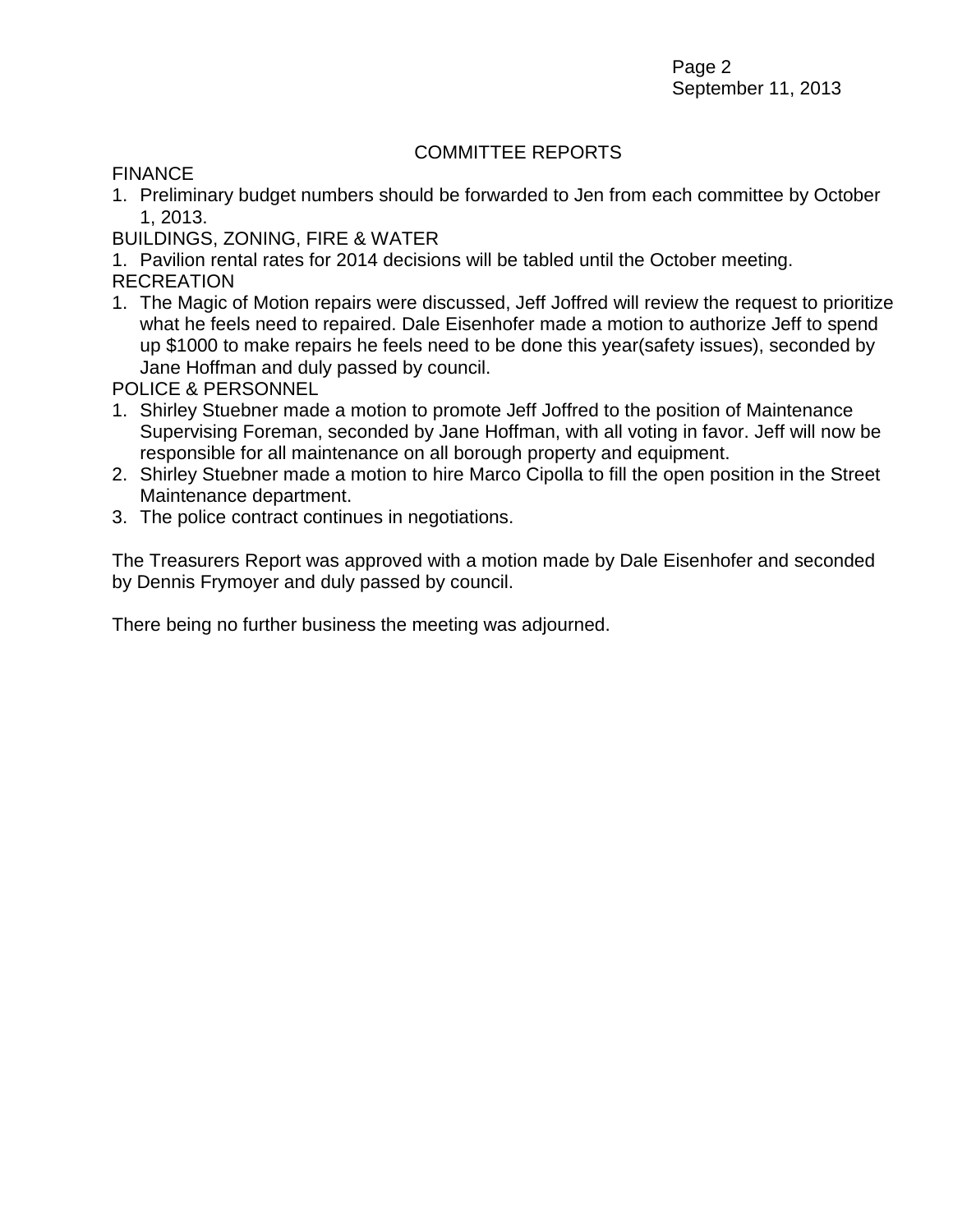## COMMITTEE REPORTS

FINANCE

1. Preliminary budget numbers should be forwarded to Jen from each committee by October 1, 2013.

BUILDINGS, ZONING, FIRE & WATER

1. Pavilion rental rates for 2014 decisions will be tabled until the October meeting.

RECREATION

1. The Magic of Motion repairs were discussed, Jeff Joffred will review the request to prioritize what he feels need to repaired. Dale Eisenhofer made a motion to authorize Jeff to spend up $1000 to make repairs he feels need to be done this year(safety issues), seconded by Jane Hoffman and duly passed by council.

POLICE & PERSONNEL

1. Shirley Stuebner made a motion to promote Jeff Joffred to the position of Maintenance Supervising Foreman, seconded by Jane Hoffman, with all voting in favor. Jeff will now be responsible for all maintenance on all borough property and equipment.
2. Shirley Stuebner made a motion to hire Marco Cipolla to fill the open position in the Street Maintenance department.
3. The police contract continues in negotiations.

The Treasurers Report was approved with a motion made by Dale Eisenhofer and seconded by Dennis Frymoyer and duly passed by council.

There being no further business the meeting was adjourned.